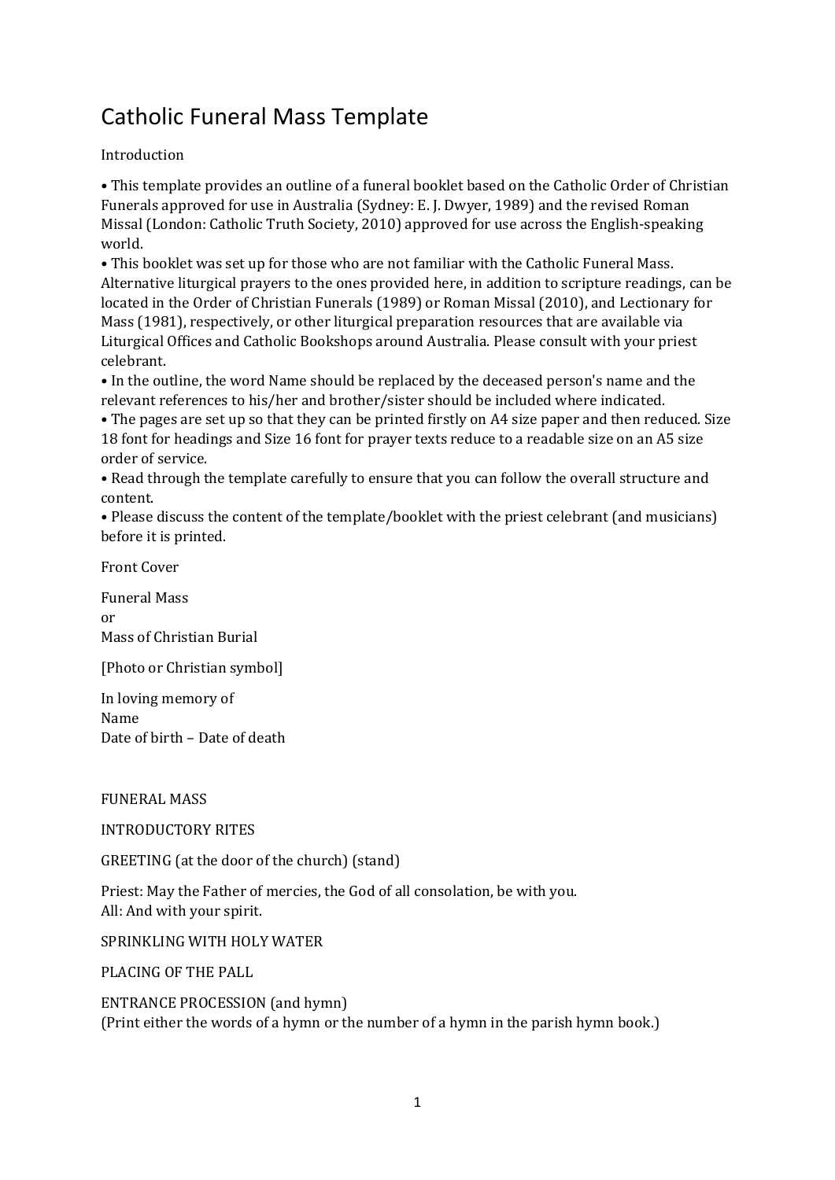# Catholic Funeral Mass Template

Introduction

- This template provides an outline of a funeral booklet based on the Catholic Order of Christian Funerals approved for use in Australia (Sydney: E. J. Dwyer, 1989) and the revised Roman Missal (London: Catholic Truth Society, 2010) approved for use across the English-speaking world.
- This booklet was set up for those who are not familiar with the Catholic Funeral Mass. Alternative liturgical prayers to the ones provided here, in addition to scripture readings, can be located in the Order of Christian Funerals (1989) or Roman Missal (2010), and Lectionary for Mass (1981), respectively, or other liturgical preparation resources that are available via Liturgical Offices and Catholic Bookshops around Australia. Please consult with your priest celebrant.
- In the outline, the word Name should be replaced by the deceased person's name and the relevant references to his/her and brother/sister should be included where indicated.
- The pages are set up so that they can be printed firstly on A4 size paper and then reduced. Size 18 font for headings and Size 16 font for prayer texts reduce to a readable size on an A5 size order of service.
- Read through the template carefully to ensure that you can follow the overall structure and content.
- Please discuss the content of the template/booklet with the priest celebrant (and musicians) before it is printed.

Front Cover

Funeral Mass
or
Mass of Christian Burial

[Photo or Christian symbol]

In loving memory of
Name
Date of birth – Date of death

FUNERAL MASS

INTRODUCTORY RITES

GREETING (at the door of the church) (stand)

Priest: May the Father of mercies, the God of all consolation, be with you.
All: And with your spirit.

SPRINKLING WITH HOLY WATER

PLACING OF THE PALL

ENTRANCE PROCESSION (and hymn)
(Print either the words of a hymn or the number of a hymn in the parish hymn book.)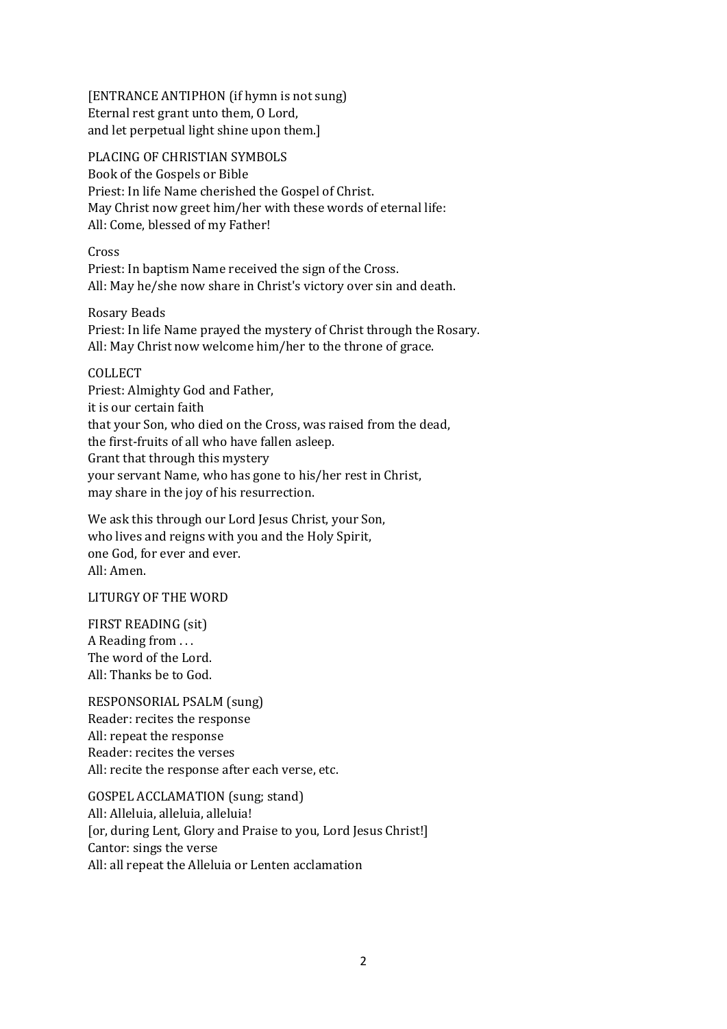[ENTRANCE ANTIPHON (if hymn is not sung)
Eternal rest grant unto them, O Lord,
and let perpetual light shine upon them.]

PLACING OF CHRISTIAN SYMBOLS
Book of the Gospels or Bible
Priest: In life Name cherished the Gospel of Christ.
May Christ now greet him/her with these words of eternal life:
All: Come, blessed of my Father!

Cross
Priest: In baptism Name received the sign of the Cross.
All: May he/she now share in Christ's victory over sin and death.

Rosary Beads
Priest: In life Name prayed the mystery of Christ through the Rosary.
All: May Christ now welcome him/her to the throne of grace.

COLLECT
Priest: Almighty God and Father,
it is our certain faith
that your Son, who died on the Cross, was raised from the dead,
the first-fruits of all who have fallen asleep.
Grant that through this mystery
your servant Name, who has gone to his/her rest in Christ,
may share in the joy of his resurrection.

We ask this through our Lord Jesus Christ, your Son,
who lives and reigns with you and the Holy Spirit,
one God, for ever and ever.
All: Amen.

LITURGY OF THE WORD

FIRST READING (sit)
A Reading from . . .
The word of the Lord.
All: Thanks be to God.

RESPONSORIAL PSALM (sung)
Reader: recites the response
All: repeat the response
Reader: recites the verses
All: recite the response after each verse, etc.

GOSPEL ACCLAMATION (sung; stand)
All: Alleluia, alleluia, alleluia!
[or, during Lent, Glory and Praise to you, Lord Jesus Christ!]
Cantor: sings the verse
All: all repeat the Alleluia or Lenten acclamation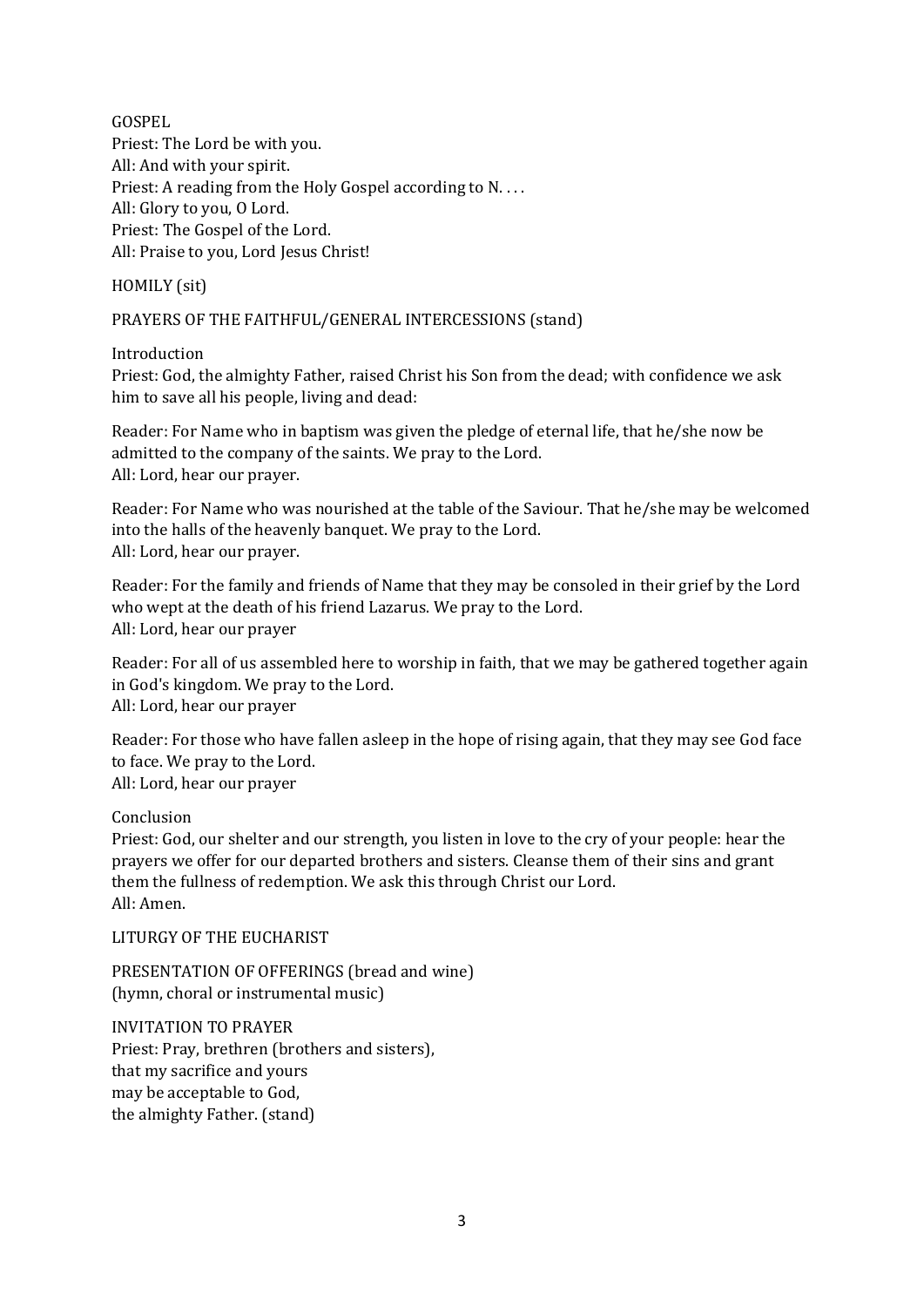GOSPEL

Priest: The Lord be with you.
All: And with your spirit.
Priest: A reading from the Holy Gospel according to N. . . .
All: Glory to you, O Lord.
Priest: The Gospel of the Lord.
All: Praise to you, Lord Jesus Christ!

HOMILY (sit)

PRAYERS OF THE FAITHFUL/GENERAL INTERCESSIONS (stand)

Introduction
Priest: God, the almighty Father, raised Christ his Son from the dead; with confidence we ask him to save all his people, living and dead:

Reader: For Name who in baptism was given the pledge of eternal life, that he/she now be admitted to the company of the saints. We pray to the Lord.
All: Lord, hear our prayer.

Reader: For Name who was nourished at the table of the Saviour. That he/she may be welcomed into the halls of the heavenly banquet. We pray to the Lord.
All: Lord, hear our prayer.

Reader: For the family and friends of Name that they may be consoled in their grief by the Lord who wept at the death of his friend Lazarus. We pray to the Lord.
All: Lord, hear our prayer

Reader: For all of us assembled here to worship in faith, that we may be gathered together again in God's kingdom. We pray to the Lord.
All: Lord, hear our prayer

Reader: For those who have fallen asleep in the hope of rising again, that they may see God face to face. We pray to the Lord.
All: Lord, hear our prayer

Conclusion
Priest: God, our shelter and our strength, you listen in love to the cry of your people: hear the prayers we offer for our departed brothers and sisters. Cleanse them of their sins and grant them the fullness of redemption. We ask this through Christ our Lord.
All: Amen.

LITURGY OF THE EUCHARIST

PRESENTATION OF OFFERINGS (bread and wine)
(hymn, choral or instrumental music)

INVITATION TO PRAYER
Priest: Pray, brethren (brothers and sisters),
that my sacrifice and yours
may be acceptable to God,
the almighty Father. (stand)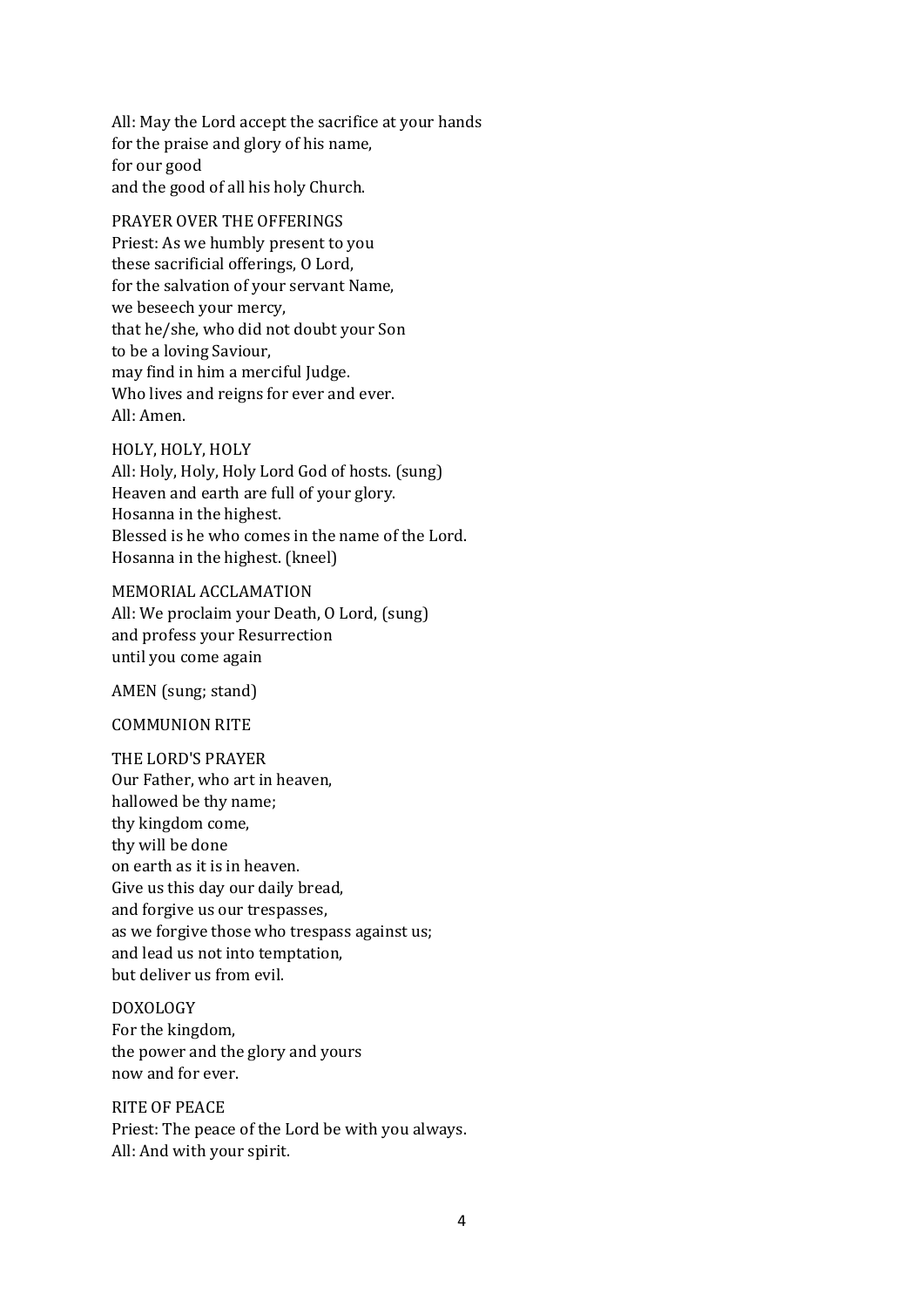All: May the Lord accept the sacrifice at your hands
for the praise and glory of his name,
for our good
and the good of all his holy Church.

PRAYER OVER THE OFFERINGS
Priest: As we humbly present to you
these sacrificial offerings, O Lord,
for the salvation of your servant Name,
we beseech your mercy,
that he/she, who did not doubt your Son
to be a loving Saviour,
may find in him a merciful Judge.
Who lives and reigns for ever and ever.
All: Amen.

HOLY, HOLY, HOLY
All: Holy, Holy, Holy Lord God of hosts. (sung)
Heaven and earth are full of your glory.
Hosanna in the highest.
Blessed is he who comes in the name of the Lord.
Hosanna in the highest. (kneel)

MEMORIAL ACCLAMATION
All: We proclaim your Death, O Lord, (sung)
and profess your Resurrection
until you come again

AMEN (sung; stand)

COMMUNION RITE

THE LORD'S PRAYER
Our Father, who art in heaven,
hallowed be thy name;
thy kingdom come,
thy will be done
on earth as it is in heaven.
Give us this day our daily bread,
and forgive us our trespasses,
as we forgive those who trespass against us;
and lead us not into temptation,
but deliver us from evil.

DOXOLOGY
For the kingdom,
the power and the glory and yours
now and for ever.

RITE OF PEACE
Priest: The peace of the Lord be with you always.
All: And with your spirit.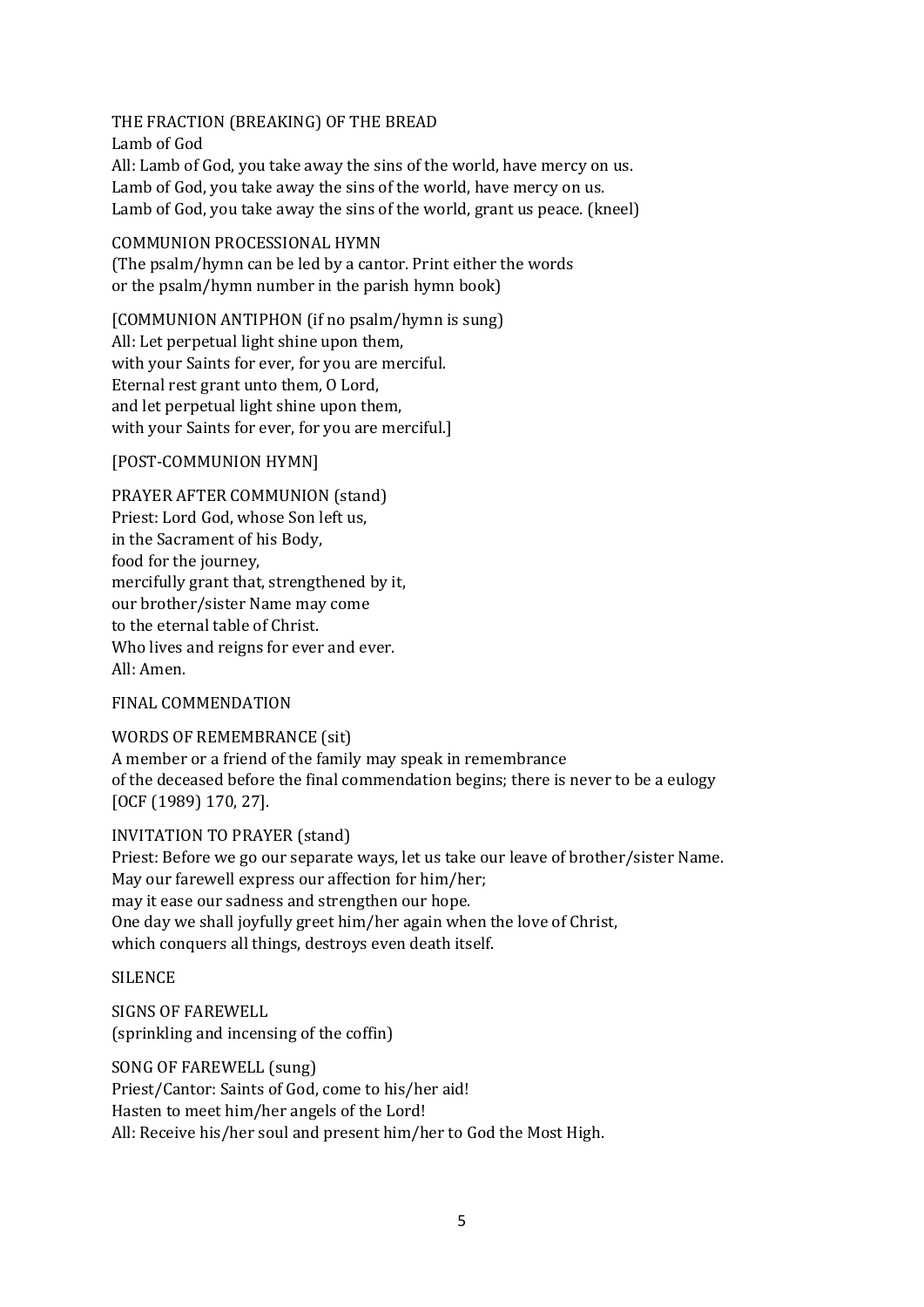THE FRACTION (BREAKING) OF THE BREAD

Lamb of God

All: Lamb of God, you take away the sins of the world, have mercy on us.
Lamb of God, you take away the sins of the world, have mercy on us.
Lamb of God, you take away the sins of the world, grant us peace. (kneel)

COMMUNION PROCESSIONAL HYMN

(The psalm/hymn can be led by a cantor. Print either the words
or the psalm/hymn number in the parish hymn book)

[COMMUNION ANTIPHON (if no psalm/hymn is sung)
All: Let perpetual light shine upon them,
with your Saints for ever, for you are merciful.
Eternal rest grant unto them, O Lord,
and let perpetual light shine upon them,
with your Saints for ever, for you are merciful.]

[POST-COMMUNION HYMN]

PRAYER AFTER COMMUNION (stand)

Priest: Lord God, whose Son left us,
in the Sacrament of his Body,
food for the journey,
mercifully grant that, strengthened by it,
our brother/sister Name may come
to the eternal table of Christ.
Who lives and reigns for ever and ever.
All: Amen.

FINAL COMMENDATION

WORDS OF REMEMBRANCE (sit)

A member or a friend of the family may speak in remembrance
of the deceased before the final commendation begins; there is never to be a eulogy
[OCF (1989) 170, 27].

INVITATION TO PRAYER (stand)

Priest: Before we go our separate ways, let us take our leave of brother/sister Name.
May our farewell express our affection for him/her;
may it ease our sadness and strengthen our hope.
One day we shall joyfully greet him/her again when the love of Christ,
which conquers all things, destroys even death itself.

SILENCE

SIGNS OF FAREWELL

(sprinkling and incensing of the coffin)

SONG OF FAREWELL (sung)

Priest/Cantor: Saints of God, come to his/her aid!
Hasten to meet him/her angels of the Lord!
All: Receive his/her soul and present him/her to God the Most High.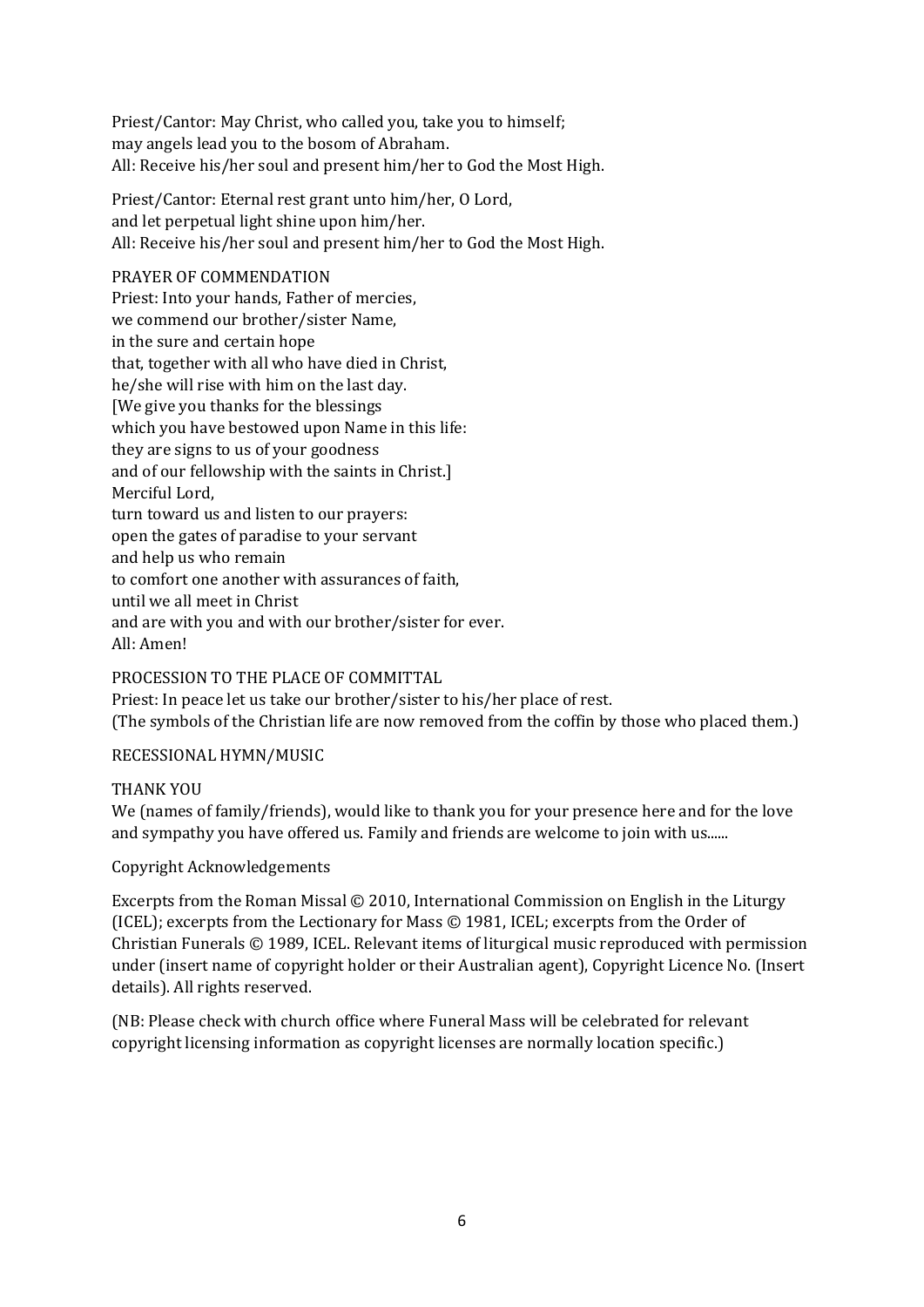Priest/Cantor: May Christ, who called you, take you to himself;
may angels lead you to the bosom of Abraham.
All: Receive his/her soul and present him/her to God the Most High.

Priest/Cantor: Eternal rest grant unto him/her, O Lord,
and let perpetual light shine upon him/her.
All: Receive his/her soul and present him/her to God the Most High.

PRAYER OF COMMENDATION

Priest: Into your hands, Father of mercies,
we commend our brother/sister Name,
in the sure and certain hope
that, together with all who have died in Christ,
he/she will rise with him on the last day.
[We give you thanks for the blessings
which you have bestowed upon Name in this life:
they are signs to us of your goodness
and of our fellowship with the saints in Christ.]
Merciful Lord,
turn toward us and listen to our prayers:
open the gates of paradise to your servant
and help us who remain
to comfort one another with assurances of faith,
until we all meet in Christ
and are with you and with our brother/sister for ever.
All: Amen!

PROCESSION TO THE PLACE OF COMMITTAL

Priest: In peace let us take our brother/sister to his/her place of rest.
(The symbols of the Christian life are now removed from the coffin by those who placed them.)

RECESSIONAL HYMN/MUSIC

THANK YOU

We (names of family/friends), would like to thank you for your presence here and for the love and sympathy you have offered us. Family and friends are welcome to join with us......

Copyright Acknowledgements

Excerpts from the Roman Missal © 2010, International Commission on English in the Liturgy (ICEL); excerpts from the Lectionary for Mass © 1981, ICEL; excerpts from the Order of Christian Funerals © 1989, ICEL. Relevant items of liturgical music reproduced with permission under (insert name of copyright holder or their Australian agent), Copyright Licence No. (Insert details). All rights reserved.

(NB: Please check with church office where Funeral Mass will be celebrated for relevant copyright licensing information as copyright licenses are normally location specific.)